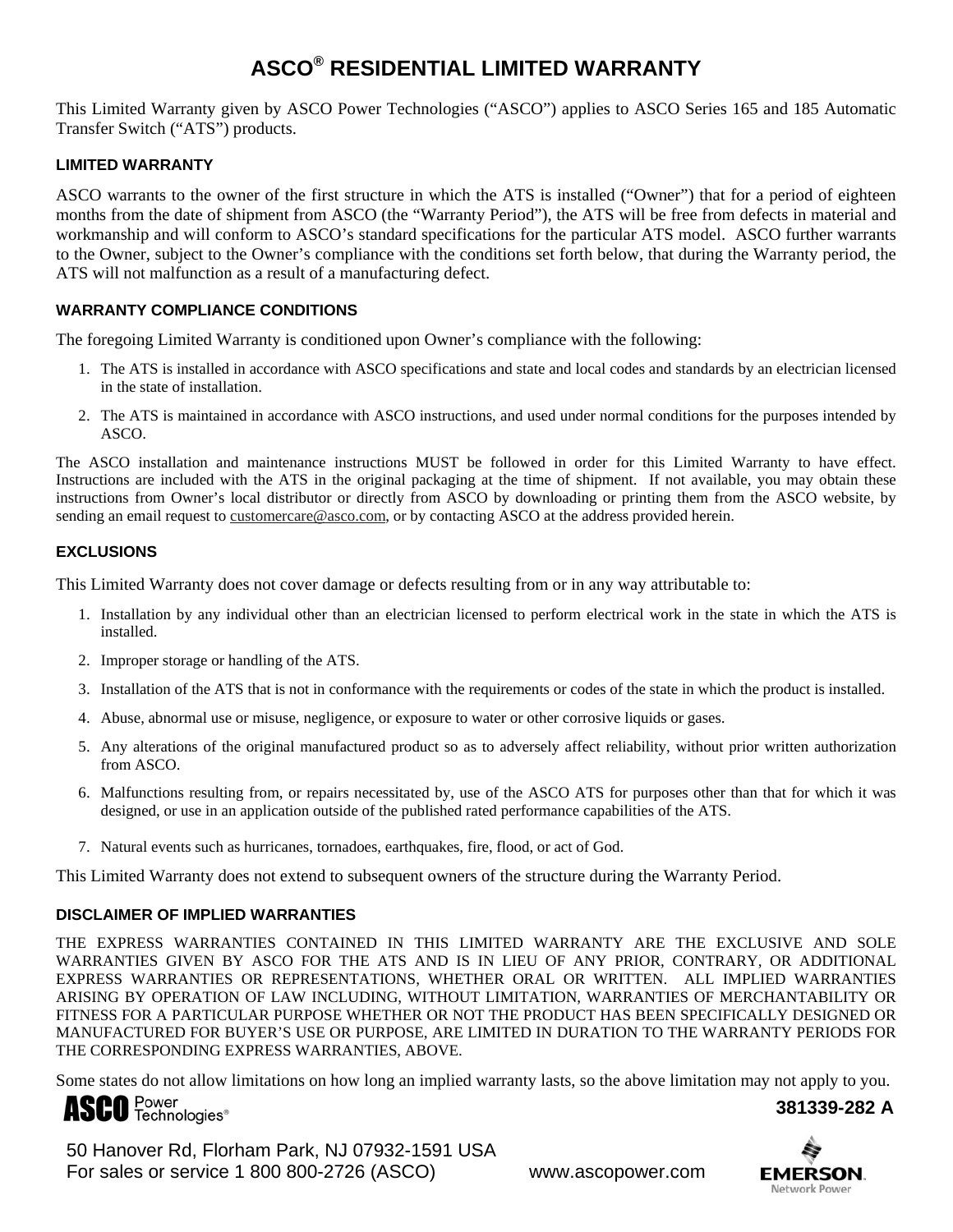# ASCO® RESIDENTIAL LIMITED WARRANTY

This Limited Warranty given by ASCO Power Technologies ("ASCO") applies to ASCO Series 165 and 185 Automatic Transfer Switch ("ATS") products.

### LIMITED WARRANTY

ASCO warrants to the owner of the first structure in which the ATS is installed ("Owner") that for a period of eighteen months from the date of shipment from ASCO (the "Warranty Period"), the ATS will be free from defects in material and workmanship and will conform to ASCO's standard specifications for the particular ATS model. ASCO further warrants to the Owner, subject to the Owner's compliance with the conditions set forth below, that during the Warranty period, the ATS will not malfunction as a result of a manufacturing defect.

### WARRANTY COMPLIANCE CONDITIONS

The foregoing Limited Warranty is conditioned upon Owner's compliance with the following:

1. The ATS is installed in accordance with ASCO specifications and state and local codes and standards by an electrician licensed in the state of installation.
2. The ATS is maintained in accordance with ASCO instructions, and used under normal conditions for the purposes intended by ASCO.

The ASCO installation and maintenance instructions MUST be followed in order for this Limited Warranty to have effect. Instructions are included with the ATS in the original packaging at the time of shipment. If not available, you may obtain these instructions from Owner's local distributor or directly from ASCO by downloading or printing them from the ASCO website, by sending an email request to customercare@asco.com, or by contacting ASCO at the address provided herein.

### EXCLUSIONS

This Limited Warranty does not cover damage or defects resulting from or in any way attributable to:

1. Installation by any individual other than an electrician licensed to perform electrical work in the state in which the ATS is installed.
2. Improper storage or handling of the ATS.
3. Installation of the ATS that is not in conformance with the requirements or codes of the state in which the product is installed.
4. Abuse, abnormal use or misuse, negligence, or exposure to water or other corrosive liquids or gases.
5. Any alterations of the original manufactured product so as to adversely affect reliability, without prior written authorization from ASCO.
6. Malfunctions resulting from, or repairs necessitated by, use of the ASCO ATS for purposes other than that for which it was designed, or use in an application outside of the published rated performance capabilities of the ATS.
7. Natural events such as hurricanes, tornadoes, earthquakes, fire, flood, or act of God.

This Limited Warranty does not extend to subsequent owners of the structure during the Warranty Period.

### DISCLAIMER OF IMPLIED WARRANTIES

THE EXPRESS WARRANTIES CONTAINED IN THIS LIMITED WARRANTY ARE THE EXCLUSIVE AND SOLE WARRANTIES GIVEN BY ASCO FOR THE ATS AND IS IN LIEU OF ANY PRIOR, CONTRARY, OR ADDITIONAL EXPRESS WARRANTIES OR REPRESENTATIONS, WHETHER ORAL OR WRITTEN. ALL IMPLIED WARRANTIES ARISING BY OPERATION OF LAW INCLUDING, WITHOUT LIMITATION, WARRANTIES OF MERCHANTABILITY OR FITNESS FOR A PARTICULAR PURPOSE WHETHER OR NOT THE PRODUCT HAS BEEN SPECIFICALLY DESIGNED OR MANUFACTURED FOR BUYER'S USE OR PURPOSE, ARE LIMITED IN DURATION TO THE WARRANTY PERIODS FOR THE CORRESPONDING EXPRESS WARRANTIES, ABOVE.

Some states do not allow limitations on how long an implied warranty lasts, so the above limitation may not apply to you.

ASCO Power Technologies®

381339-282 A

50 Hanover Rd, Florham Park, NJ 07932-1591 USA
For sales or service 1 800 800-2726 (ASCO) www.ascopower.com

EMERSON. Network Power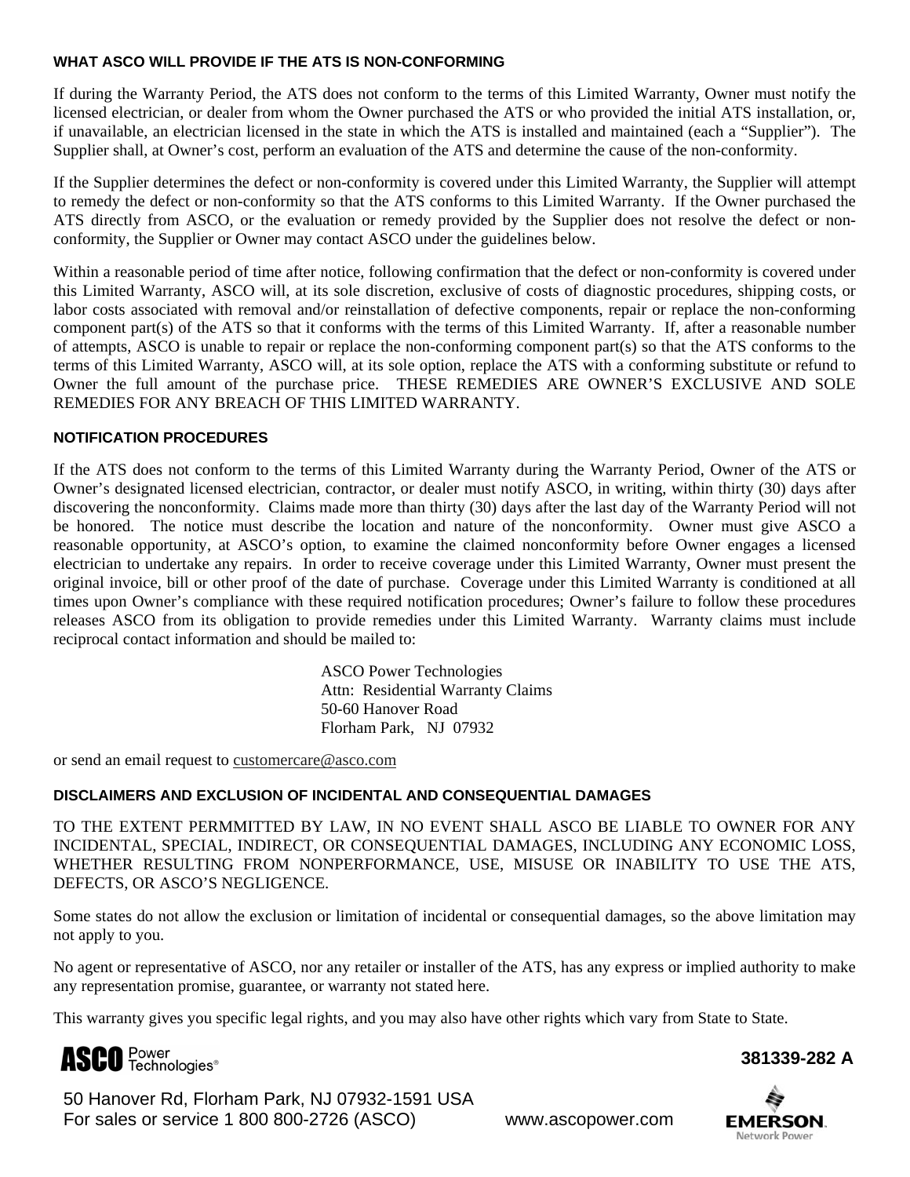### WHAT ASCO WILL PROVIDE IF THE ATS IS NON-CONFORMING

If during the Warranty Period, the ATS does not conform to the terms of this Limited Warranty, Owner must notify the licensed electrician, or dealer from whom the Owner purchased the ATS or who provided the initial ATS installation, or, if unavailable, an electrician licensed in the state in which the ATS is installed and maintained (each a "Supplier"). The Supplier shall, at Owner's cost, perform an evaluation of the ATS and determine the cause of the non-conformity.

If the Supplier determines the defect or non-conformity is covered under this Limited Warranty, the Supplier will attempt to remedy the defect or non-conformity so that the ATS conforms to this Limited Warranty. If the Owner purchased the ATS directly from ASCO, or the evaluation or remedy provided by the Supplier does not resolve the defect or non-conformity, the Supplier or Owner may contact ASCO under the guidelines below.

Within a reasonable period of time after notice, following confirmation that the defect or non-conformity is covered under this Limited Warranty, ASCO will, at its sole discretion, exclusive of costs of diagnostic procedures, shipping costs, or labor costs associated with removal and/or reinstallation of defective components, repair or replace the non-conforming component part(s) of the ATS so that it conforms with the terms of this Limited Warranty. If, after a reasonable number of attempts, ASCO is unable to repair or replace the non-conforming component part(s) so that the ATS conforms to the terms of this Limited Warranty, ASCO will, at its sole option, replace the ATS with a conforming substitute or refund to Owner the full amount of the purchase price. THESE REMEDIES ARE OWNER'S EXCLUSIVE AND SOLE REMEDIES FOR ANY BREACH OF THIS LIMITED WARRANTY.

### NOTIFICATION PROCEDURES

If the ATS does not conform to the terms of this Limited Warranty during the Warranty Period, Owner of the ATS or Owner's designated licensed electrician, contractor, or dealer must notify ASCO, in writing, within thirty (30) days after discovering the nonconformity. Claims made more than thirty (30) days after the last day of the Warranty Period will not be honored. The notice must describe the location and nature of the nonconformity. Owner must give ASCO a reasonable opportunity, at ASCO's option, to examine the claimed nonconformity before Owner engages a licensed electrician to undertake any repairs. In order to receive coverage under this Limited Warranty, Owner must present the original invoice, bill or other proof of the date of purchase. Coverage under this Limited Warranty is conditioned at all times upon Owner's compliance with these required notification procedures; Owner's failure to follow these procedures releases ASCO from its obligation to provide remedies under this Limited Warranty. Warranty claims must include reciprocal contact information and should be mailed to:

ASCO Power Technologies
Attn: Residential Warranty Claims
50-60 Hanover Road
Florham Park, NJ 07932

or send an email request to customercare@asco.com

### DISCLAIMERS AND EXCLUSION OF INCIDENTAL AND CONSEQUENTIAL DAMAGES

TO THE EXTENT PERMMITTED BY LAW, IN NO EVENT SHALL ASCO BE LIABLE TO OWNER FOR ANY INCIDENTAL, SPECIAL, INDIRECT, OR CONSEQUENTIAL DAMAGES, INCLUDING ANY ECONOMIC LOSS, WHETHER RESULTING FROM NONPERFORMANCE, USE, MISUSE OR INABILITY TO USE THE ATS, DEFECTS, OR ASCO'S NEGLIGENCE.

Some states do not allow the exclusion or limitation of incidental or consequential damages, so the above limitation may not apply to you.

No agent or representative of ASCO, nor any retailer or installer of the ATS, has any express or implied authority to make any representation promise, guarantee, or warranty not stated here.

This warranty gives you specific legal rights, and you may also have other rights which vary from State to State.

ASCO Power Technologies®

381339-282 A

50 Hanover Rd, Florham Park, NJ 07932-1591 USA
For sales or service 1 800 800-2726 (ASCO)

www.ascopower.com

EMERSON. Network Power